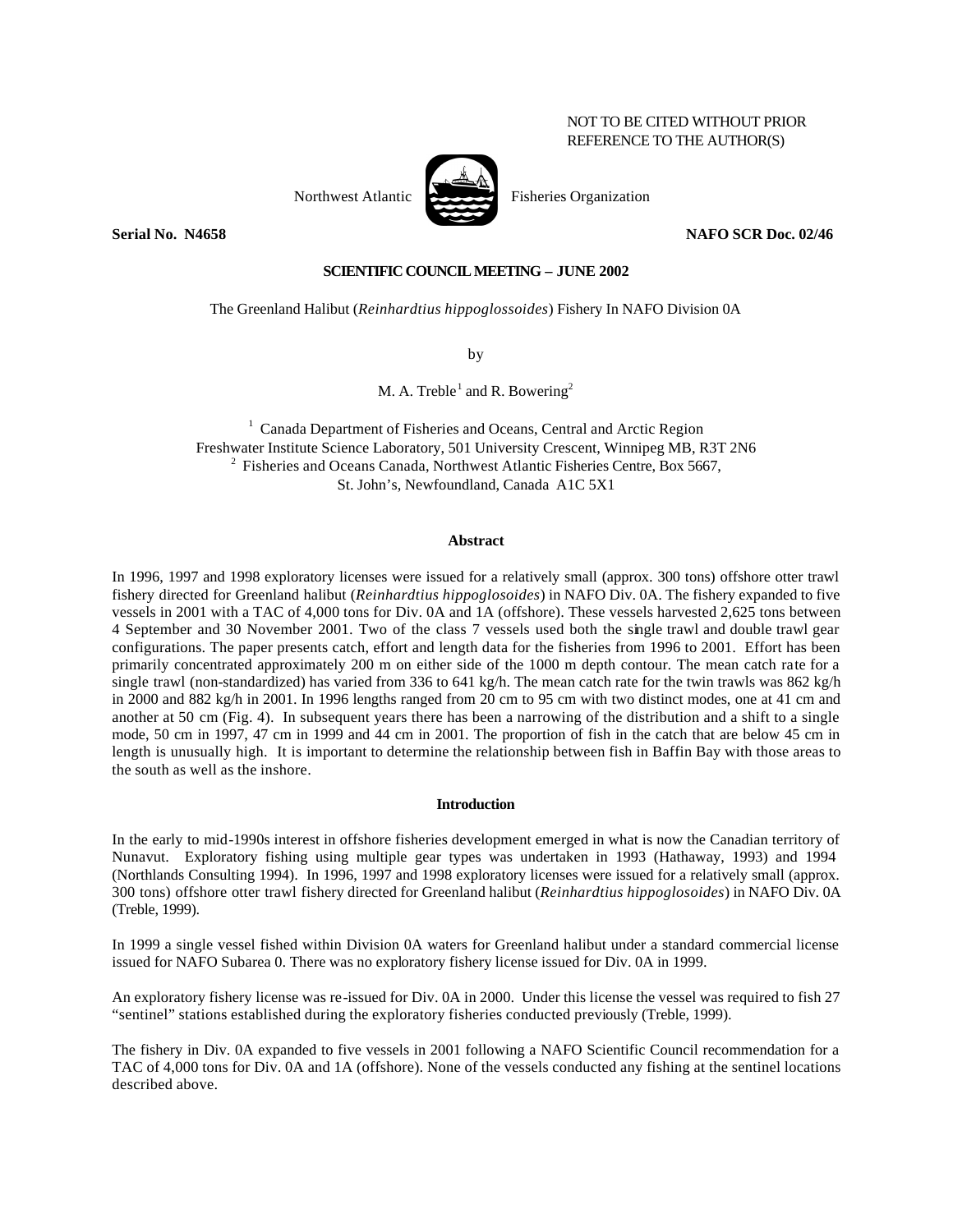NOT TO BE CITED WITHOUT PRIOR REFERENCE TO THE AUTHOR(S)

Northwest Atlantic Fisheries Organization

**Serial No. N4658** **NAFO SCR Doc. 02/46**

**SCIENTIFIC COUNCIL MEETING – JUNE 2002**

The Greenland Halibut (*Reinhardtius hippoglossoides*) Fishery In NAFO Division 0A

by

M. A. Treble[1] and R. Bowering[2]

[1] Canada Department of Fisheries and Oceans, Central and Arctic Region
Freshwater Institute Science Laboratory, 501 University Crescent, Winnipeg MB, R3T 2N6
[2] Fisheries and Oceans Canada, Northwest Atlantic Fisheries Centre, Box 5667,
St. John's, Newfoundland, Canada A1C 5X1

## Abstract

In 1996, 1997 and 1998 exploratory licenses were issued for a relatively small (approx. 300 tons) offshore otter trawl fishery directed for Greenland halibut (*Reinhardtius hippoglosoides*) in NAFO Div. 0A. The fishery expanded to five vessels in 2001 with a TAC of 4,000 tons for Div. 0A and 1A (offshore). These vessels harvested 2,625 tons between 4 September and 30 November 2001. Two of the class 7 vessels used both the single trawl and double trawl gear configurations. The paper presents catch, effort and length data for the fisheries from 1996 to 2001. Effort has been primarily concentrated approximately 200 m on either side of the 1000 m depth contour. The mean catch rate for a single trawl (non-standardized) has varied from 336 to 641 kg/h. The mean catch rate for the twin trawls was 862 kg/h in 2000 and 882 kg/h in 2001. In 1996 lengths ranged from 20 cm to 95 cm with two distinct modes, one at 41 cm and another at 50 cm (Fig. 4). In subsequent years there has been a narrowing of the distribution and a shift to a single mode, 50 cm in 1997, 47 cm in 1999 and 44 cm in 2001. The proportion of fish in the catch that are below 45 cm in length is unusually high. It is important to determine the relationship between fish in Baffin Bay with those areas to the south as well as the inshore.

## Introduction

In the early to mid-1990s interest in offshore fisheries development emerged in what is now the Canadian territory of Nunavut. Exploratory fishing using multiple gear types was undertaken in 1993 (Hathaway, 1993) and 1994 (Northlands Consulting 1994). In 1996, 1997 and 1998 exploratory licenses were issued for a relatively small (approx. 300 tons) offshore otter trawl fishery directed for Greenland halibut (*Reinhardtius hippoglosoides*) in NAFO Div. 0A (Treble, 1999).

In 1999 a single vessel fished within Division 0A waters for Greenland halibut under a standard commercial license issued for NAFO Subarea 0. There was no exploratory fishery license issued for Div. 0A in 1999.

An exploratory fishery license was re-issued for Div. 0A in 2000. Under this license the vessel was required to fish 27 "sentinel" stations established during the exploratory fisheries conducted previously (Treble, 1999).

The fishery in Div. 0A expanded to five vessels in 2001 following a NAFO Scientific Council recommendation for a TAC of 4,000 tons for Div. 0A and 1A (offshore). None of the vessels conducted any fishing at the sentinel locations described above.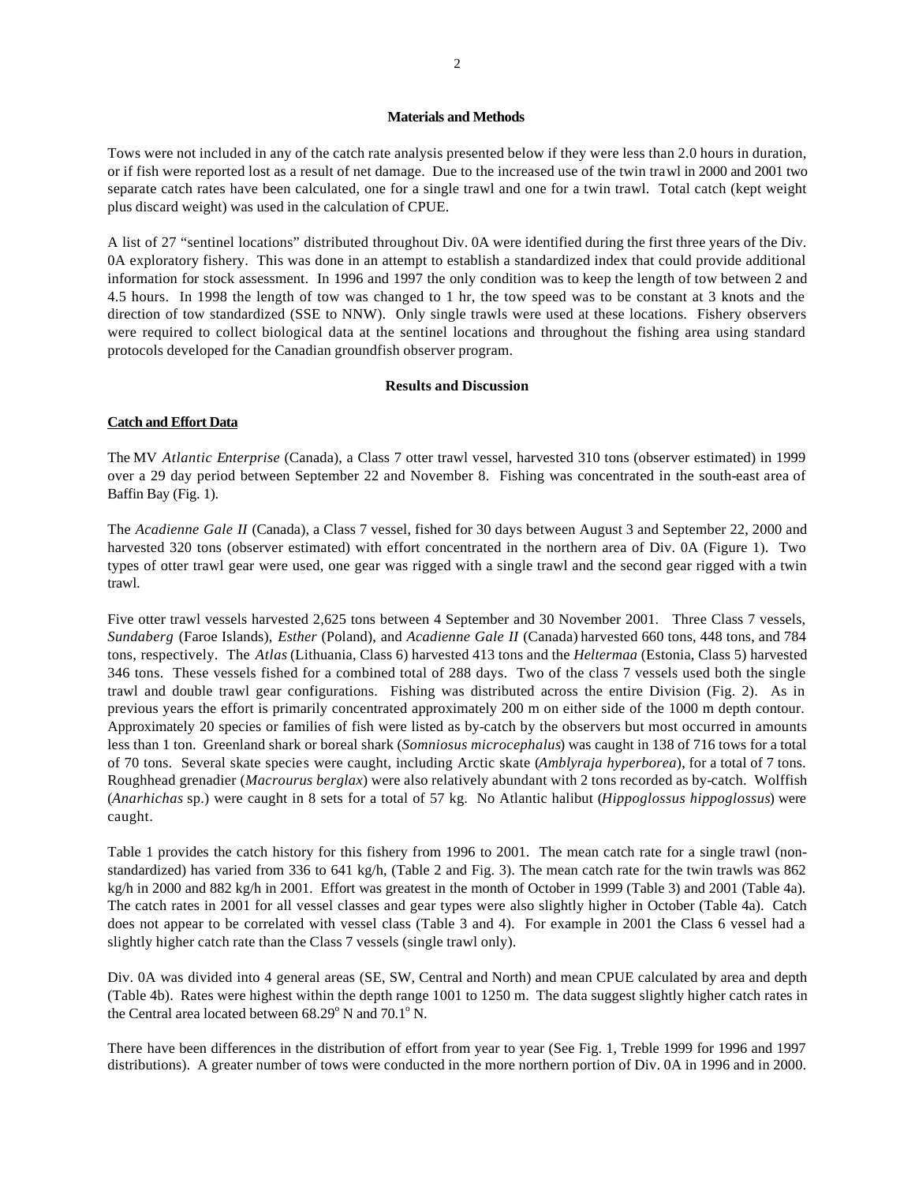## Materials and Methods

Tows were not included in any of the catch rate analysis presented below if they were less than 2.0 hours in duration, or if fish were reported lost as a result of net damage. Due to the increased use of the twin trawl in 2000 and 2001 two separate catch rates have been calculated, one for a single trawl and one for a twin trawl. Total catch (kept weight plus discard weight) was used in the calculation of CPUE.

A list of 27 "sentinel locations" distributed throughout Div. 0A were identified during the first three years of the Div. 0A exploratory fishery. This was done in an attempt to establish a standardized index that could provide additional information for stock assessment. In 1996 and 1997 the only condition was to keep the length of tow between 2 and 4.5 hours. In 1998 the length of tow was changed to 1 hr, the tow speed was to be constant at 3 knots and the direction of tow standardized (SSE to NNW). Only single trawls were used at these locations. Fishery observers were required to collect biological data at the sentinel locations and throughout the fishing area using standard protocols developed for the Canadian groundfish observer program.

## Results and Discussion

### Catch and Effort Data

The MV *Atlantic Enterprise* (Canada), a Class 7 otter trawl vessel, harvested 310 tons (observer estimated) in 1999 over a 29 day period between September 22 and November 8. Fishing was concentrated in the south-east area of Baffin Bay (Fig. 1).

The *Acadienne Gale II* (Canada), a Class 7 vessel, fished for 30 days between August 3 and September 22, 2000 and harvested 320 tons (observer estimated) with effort concentrated in the northern area of Div. 0A (Figure 1). Two types of otter trawl gear were used, one gear was rigged with a single trawl and the second gear rigged with a twin trawl.

Five otter trawl vessels harvested 2,625 tons between 4 September and 30 November 2001. Three Class 7 vessels, *Sundaberg* (Faroe Islands), *Esther* (Poland), and *Acadienne Gale II* (Canada) harvested 660 tons, 448 tons, and 784 tons, respectively. The *Atlas* (Lithuania, Class 6) harvested 413 tons and the *Heltermaa* (Estonia, Class 5) harvested 346 tons. These vessels fished for a combined total of 288 days. Two of the class 7 vessels used both the single trawl and double trawl gear configurations. Fishing was distributed across the entire Division (Fig. 2). As in previous years the effort is primarily concentrated approximately 200 m on either side of the 1000 m depth contour. Approximately 20 species or families of fish were listed as by-catch by the observers but most occurred in amounts less than 1 ton. Greenland shark or boreal shark (*Somniosus microcephalus*) was caught in 138 of 716 tows for a total of 70 tons. Several skate species were caught, including Arctic skate (*Amblyraja hyperborea*), for a total of 7 tons. Roughhead grenadier (*Macrourus berglax*) were also relatively abundant with 2 tons recorded as by-catch. Wolffish (*Anarhichas* sp.) were caught in 8 sets for a total of 57 kg. No Atlantic halibut (*Hippoglossus hippoglossus*) were caught.

Table 1 provides the catch history for this fishery from 1996 to 2001. The mean catch rate for a single trawl (non-standardized) has varied from 336 to 641 kg/h, (Table 2 and Fig. 3). The mean catch rate for the twin trawls was 862 kg/h in 2000 and 882 kg/h in 2001. Effort was greatest in the month of October in 1999 (Table 3) and 2001 (Table 4a). The catch rates in 2001 for all vessel classes and gear types were also slightly higher in October (Table 4a). Catch does not appear to be correlated with vessel class (Table 3 and 4). For example in 2001 the Class 6 vessel had a slightly higher catch rate than the Class 7 vessels (single trawl only).

Div. 0A was divided into 4 general areas (SE, SW, Central and North) and mean CPUE calculated by area and depth (Table 4b). Rates were highest within the depth range 1001 to 1250 m. The data suggest slightly higher catch rates in the Central area located between 68.29° N and 70.1° N.

There have been differences in the distribution of effort from year to year (See Fig. 1, Treble 1999 for 1996 and 1997 distributions). A greater number of tows were conducted in the more northern portion of Div. 0A in 1996 and in 2000.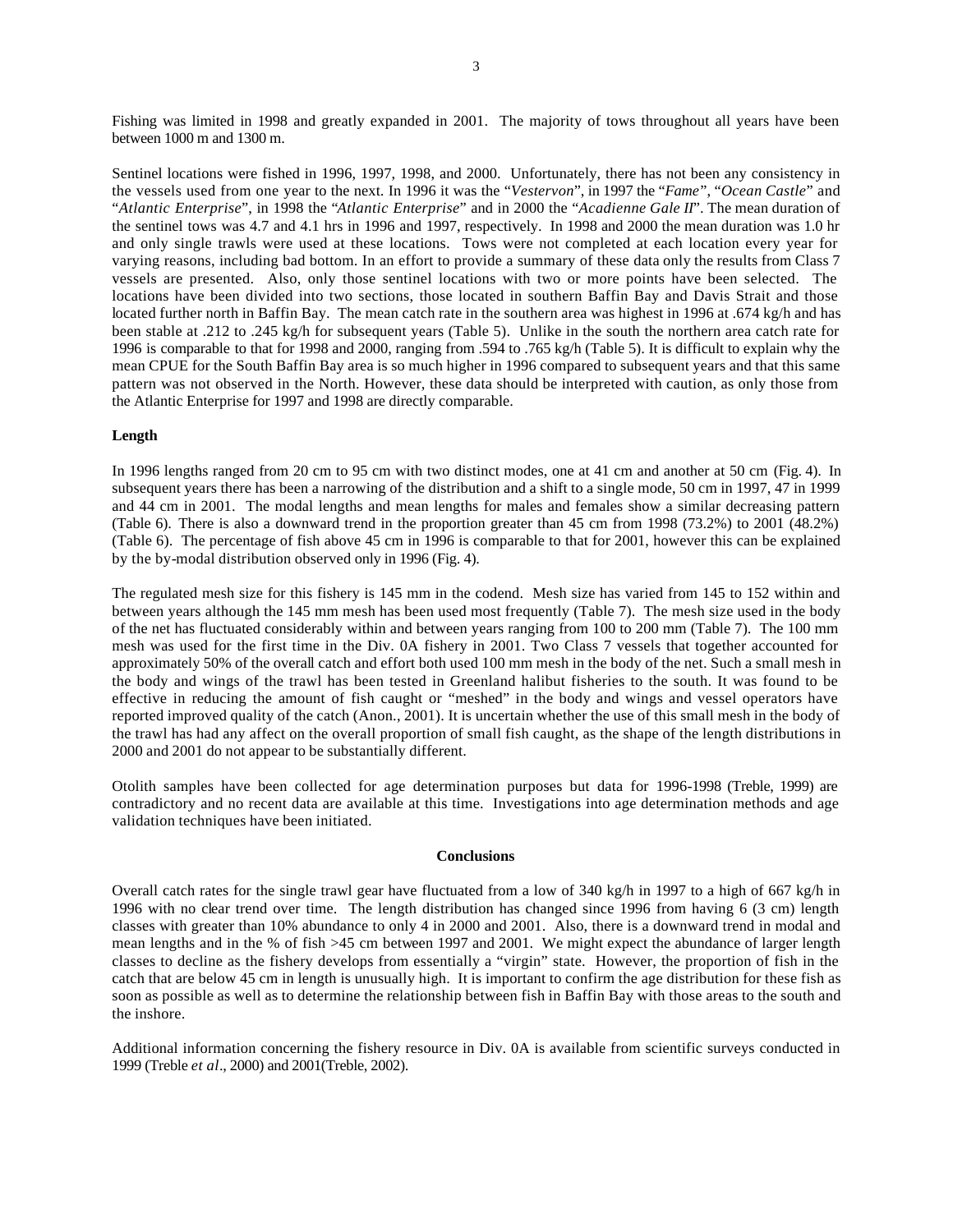Fishing was limited in 1998 and greatly expanded in 2001. The majority of tows throughout all years have been between 1000 m and 1300 m.

Sentinel locations were fished in 1996, 1997, 1998, and 2000. Unfortunately, there has not been any consistency in the vessels used from one year to the next. In 1996 it was the "*Vestervon*", in 1997 the "*Fame*", "*Ocean Castle*" and "*Atlantic Enterprise*", in 1998 the "*Atlantic Enterprise*" and in 2000 the "*Acadienne Gale II*". The mean duration of the sentinel tows was 4.7 and 4.1 hrs in 1996 and 1997, respectively. In 1998 and 2000 the mean duration was 1.0 hr and only single trawls were used at these locations. Tows were not completed at each location every year for varying reasons, including bad bottom. In an effort to provide a summary of these data only the results from Class 7 vessels are presented. Also, only those sentinel locations with two or more points have been selected. The locations have been divided into two sections, those located in southern Baffin Bay and Davis Strait and those located further north in Baffin Bay. The mean catch rate in the southern area was highest in 1996 at .674 kg/h and has been stable at .212 to .245 kg/h for subsequent years (Table 5). Unlike in the south the northern area catch rate for 1996 is comparable to that for 1998 and 2000, ranging from .594 to .765 kg/h (Table 5). It is difficult to explain why the mean CPUE for the South Baffin Bay area is so much higher in 1996 compared to subsequent years and that this same pattern was not observed in the North. However, these data should be interpreted with caution, as only those from the Atlantic Enterprise for 1997 and 1998 are directly comparable.

**Length**

In 1996 lengths ranged from 20 cm to 95 cm with two distinct modes, one at 41 cm and another at 50 cm (Fig. 4). In subsequent years there has been a narrowing of the distribution and a shift to a single mode, 50 cm in 1997, 47 in 1999 and 44 cm in 2001. The modal lengths and mean lengths for males and females show a similar decreasing pattern (Table 6). There is also a downward trend in the proportion greater than 45 cm from 1998 (73.2%) to 2001 (48.2%) (Table 6). The percentage of fish above 45 cm in 1996 is comparable to that for 2001, however this can be explained by the by-modal distribution observed only in 1996 (Fig. 4).

The regulated mesh size for this fishery is 145 mm in the codend. Mesh size has varied from 145 to 152 within and between years although the 145 mm mesh has been used most frequently (Table 7). The mesh size used in the body of the net has fluctuated considerably within and between years ranging from 100 to 200 mm (Table 7). The 100 mm mesh was used for the first time in the Div. 0A fishery in 2001. Two Class 7 vessels that together accounted for approximately 50% of the overall catch and effort both used 100 mm mesh in the body of the net. Such a small mesh in the body and wings of the trawl has been tested in Greenland halibut fisheries to the south. It was found to be effective in reducing the amount of fish caught or "meshed" in the body and wings and vessel operators have reported improved quality of the catch (Anon., 2001). It is uncertain whether the use of this small mesh in the body of the trawl has had any affect on the overall proportion of small fish caught, as the shape of the length distributions in 2000 and 2001 do not appear to be substantially different.

Otolith samples have been collected for age determination purposes but data for 1996-1998 (Treble, 1999) are contradictory and no recent data are available at this time. Investigations into age determination methods and age validation techniques have been initiated.

**Conclusions**

Overall catch rates for the single trawl gear have fluctuated from a low of 340 kg/h in 1997 to a high of 667 kg/h in 1996 with no clear trend over time. The length distribution has changed since 1996 from having 6 (3 cm) length classes with greater than 10% abundance to only 4 in 2000 and 2001. Also, there is a downward trend in modal and mean lengths and in the % of fish >45 cm between 1997 and 2001. We might expect the abundance of larger length classes to decline as the fishery develops from essentially a "virgin" state. However, the proportion of fish in the catch that are below 45 cm in length is unusually high. It is important to confirm the age distribution for these fish as soon as possible as well as to determine the relationship between fish in Baffin Bay with those areas to the south and the inshore.

Additional information concerning the fishery resource in Div. 0A is available from scientific surveys conducted in 1999 (Treble *et al*., 2000) and 2001(Treble, 2002).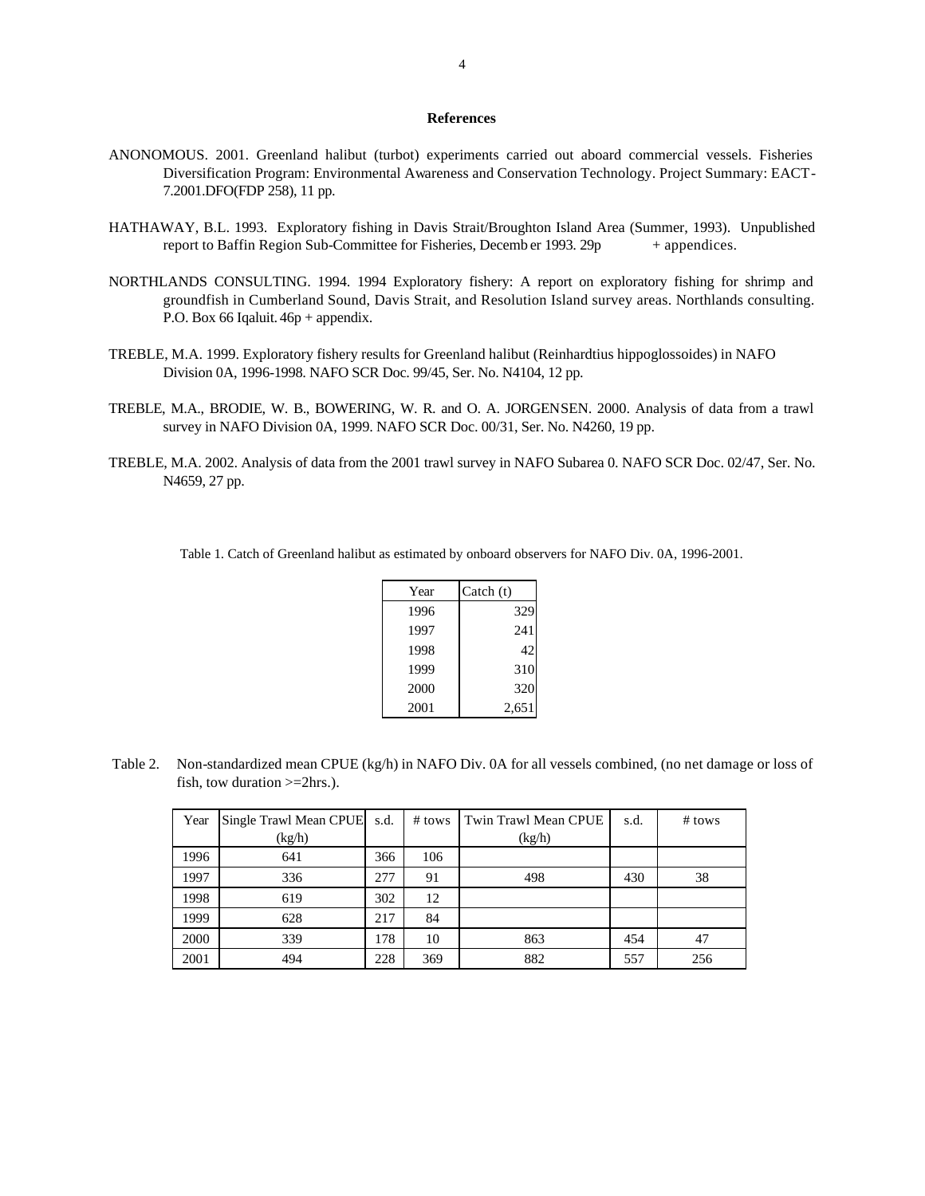## References

ANONOMOUS. 2001. Greenland halibut (turbot) experiments carried out aboard commercial vessels. Fisheries Diversification Program: Environmental Awareness and Conservation Technology. Project Summary: EACT-7.2001.DFO(FDP 258), 11 pp.

HATHAWAY, B.L. 1993. Exploratory fishing in Davis Strait/Broughton Island Area (Summer, 1993). Unpublished report to Baffin Region Sub-Committee for Fisheries, December 1993. 29p + appendices.

NORTHLANDS CONSULTING. 1994. 1994 Exploratory fishery: A report on exploratory fishing for shrimp and groundfish in Cumberland Sound, Davis Strait, and Resolution Island survey areas. Northlands consulting. P.O. Box 66 Iqaluit. 46p + appendix.

TREBLE, M.A. 1999. Exploratory fishery results for Greenland halibut (Reinhardtius hippoglossoides) in NAFO Division 0A, 1996-1998. NAFO SCR Doc. 99/45, Ser. No. N4104, 12 pp.

TREBLE, M.A., BRODIE, W. B., BOWERING, W. R. and O. A. JORGENSEN. 2000. Analysis of data from a trawl survey in NAFO Division 0A, 1999. NAFO SCR Doc. 00/31, Ser. No. N4260, 19 pp.

TREBLE, M.A. 2002. Analysis of data from the 2001 trawl survey in NAFO Subarea 0. NAFO SCR Doc. 02/47, Ser. No. N4659, 27 pp.

Table 1. Catch of Greenland halibut as estimated by onboard observers for NAFO Div. 0A, 1996-2001.

| Year | Catch (t) |
|---|---|
| 1996 | 329 |
| 1997 | 241 |
| 1998 | 42 |
| 1999 | 310 |
| 2000 | 320 |
| 2001 | 2,651 |

Table 2. Non-standardized mean CPUE (kg/h) in NAFO Div. 0A for all vessels combined, (no net damage or loss of fish, tow duration >=2hrs.).

| Year | Single Trawl Mean CPUE (kg/h) | s.d. | # tows | Twin Trawl Mean CPUE (kg/h) | s.d. | # tows |
|---|---|---|---|---|---|---|
| 1996 | 641 | 366 | 106 | | | |
| 1997 | 336 | 277 | 91 | 498 | 430 | 38 |
| 1998 | 619 | 302 | 12 | | | |
| 1999 | 628 | 217 | 84 | | | |
| 2000 | 339 | 178 | 10 | 863 | 454 | 47 |
| 2001 | 494 | 228 | 369 | 882 | 557 | 256 |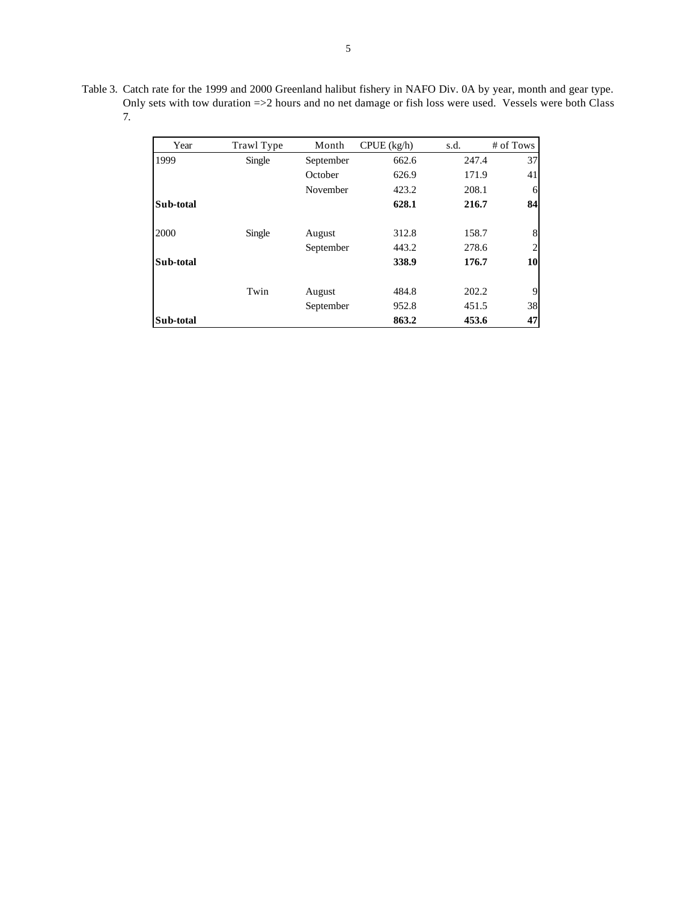Table 3. Catch rate for the 1999 and 2000 Greenland halibut fishery in NAFO Div. 0A by year, month and gear type. Only sets with tow duration =>2 hours and no net damage or fish loss were used. Vessels were both Class 7.

| Year | Trawl Type | Month | CPUE (kg/h) | s.d. | # of Tows |
|---|---|---|---|---|---|
| 1999 | Single | September | 662.6 | 247.4 | 37 |
| | | October | 626.9 | 171.9 | 41 |
| | | November | 423.2 | 208.1 | 6 |
| **Sub-total** | | | **628.1** | **216.7** | **84** |
| 2000 | Single | August | 312.8 | 158.7 | 8 |
| | | September | 443.2 | 278.6 | 2 |
| **Sub-total** | | | **338.9** | **176.7** | **10** |
| | Twin | August | 484.8 | 202.2 | 9 |
| | | September | 952.8 | 451.5 | 38 |
| **Sub-total** | | | **863.2** | **453.6** | **47** |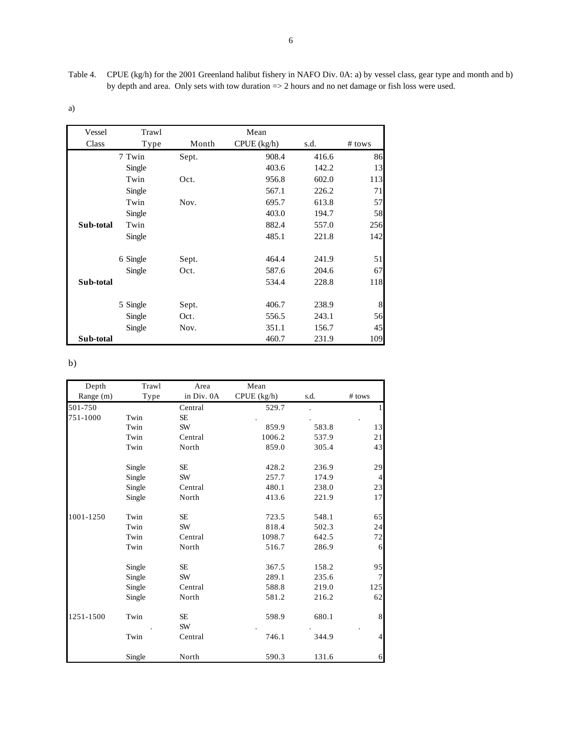Table 4. CPUE (kg/h) for the 2001 Greenland halibut fishery in NAFO Div. 0A: a) by vessel class, gear type and month and b) by depth and area. Only sets with tow duration => 2 hours and no net damage or fish loss were used.

a)

| Vessel Class | Trawl Type | Month | Mean CPUE (kg/h) | s.d. | # tows |
|---|---|---|---|---|---|
| 7 | Twin | Sept. | 908.4 | 416.6 | 86 |
| | Single | | 403.6 | 142.2 | 13 |
| | Twin | Oct. | 956.8 | 602.0 | 113 |
| | Single | | 567.1 | 226.2 | 71 |
| | Twin | Nov. | 695.7 | 613.8 | 57 |
| | Single | | 403.0 | 194.7 | 58 |
| **Sub-total** | Twin | | 882.4 | 557.0 | 256 |
| | Single | | 485.1 | 221.8 | 142 |
| | | | | | |
| 6 | Single | Sept. | 464.4 | 241.9 | 51 |
| | Single | Oct. | 587.6 | 204.6 | 67 |
| **Sub-total** | | | 534.4 | 228.8 | 118 |
| | | | | | |
| 5 | Single | Sept. | 406.7 | 238.9 | 8 |
| | Single | Oct. | 556.5 | 243.1 | 56 |
| | Single | Nov. | 351.1 | 156.7 | 45 |
| **Sub-total** | | | 460.7 | 231.9 | 109 |

b)

| Depth Range (m) | Trawl Type | Area in Div. 0A | Mean CPUE (kg/h) | s.d. | # tows |
|---|---|---|---|---|---|
| 501-750 | | Central | 529.7 | . | 1 |
| 751-1000 | Twin | SE | . | . | . |
| | Twin | SW | 859.9 | 583.8 | 13 |
| | Twin | Central | 1006.2 | 537.9 | 21 |
| | Twin | North | 859.0 | 305.4 | 43 |
| | | | | | |
| | Single | SE | 428.2 | 236.9 | 29 |
| | Single | SW | 257.7 | 174.9 | 4 |
| | Single | Central | 480.1 | 238.0 | 23 |
| | Single | North | 413.6 | 221.9 | 17 |
| | | | | | |
| 1001-1250 | Twin | SE | 723.5 | 548.1 | 65 |
| | Twin | SW | 818.4 | 502.3 | 24 |
| | Twin | Central | 1098.7 | 642.5 | 72 |
| | Twin | North | 516.7 | 286.9 | 6 |
| | | | | | |
| | Single | SE | 367.5 | 158.2 | 95 |
| | Single | SW | 289.1 | 235.6 | 7 |
| | Single | Central | 588.8 | 219.0 | 125 |
| | Single | North | 581.2 | 216.2 | 62 |
| | | | | | |
| 1251-1500 | Twin | SE | 598.9 | 680.1 | 8 |
| | . | SW | . | . | . |
| | Twin | Central | 746.1 | 344.9 | 4 |
| | | | | | |
| | Single | North | 590.3 | 131.6 | 6 |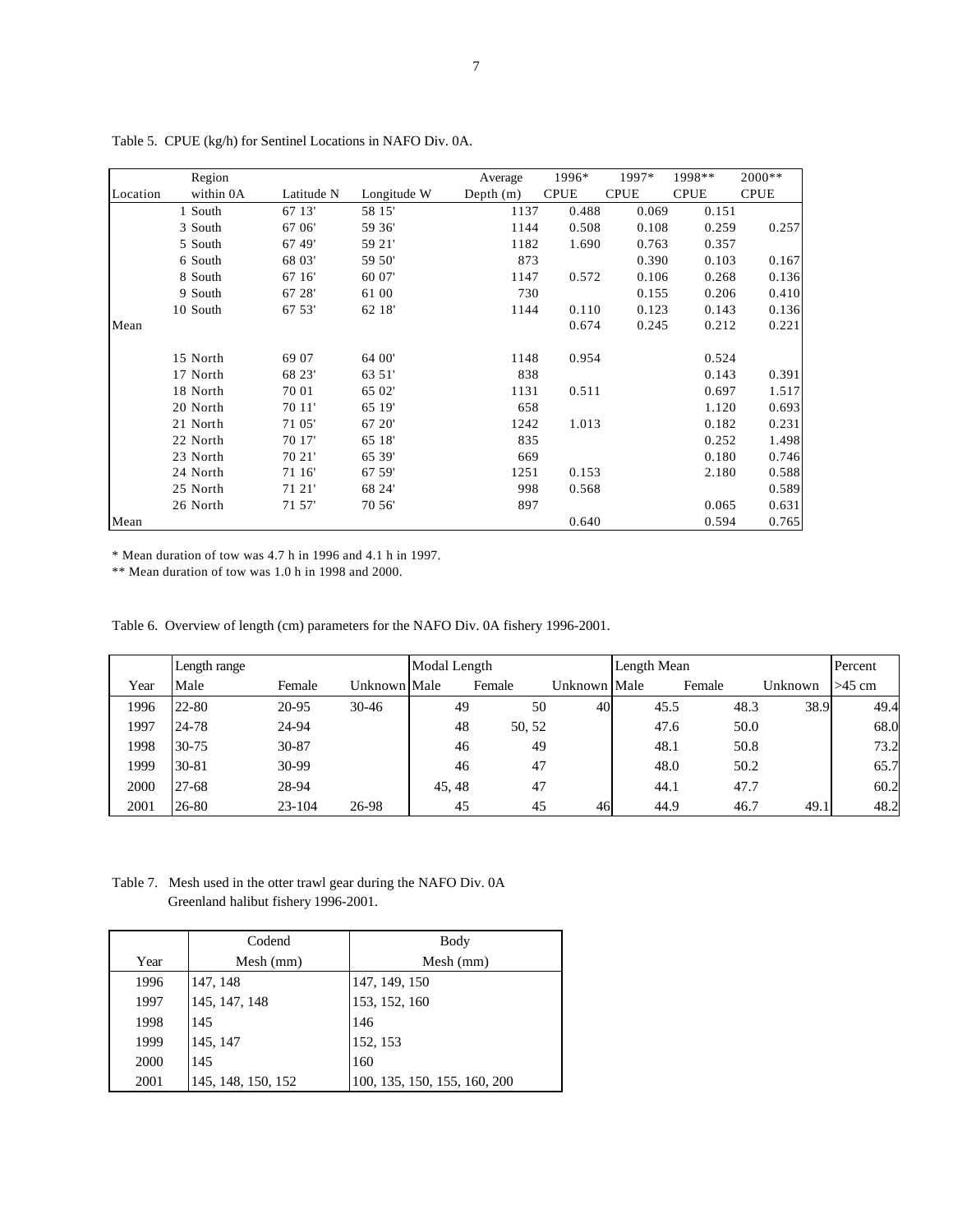Table 5. CPUE (kg/h) for Sentinel Locations in NAFO Div. 0A.

| Location | Region within 0A | Latitude N | Longitude W | Average Depth (m) | 1996* CPUE | 1997* CPUE | 1998** CPUE | 2000** CPUE |
|---|---|---|---|---|---|---|---|---|
| 1 | South | 67 13' | 58 15' | 1137 | 0.488 | 0.069 | 0.151 | |
| 3 | South | 67 06' | 59 36' | 1144 | 0.508 | 0.108 | 0.259 | 0.257 |
| 5 | South | 67 49' | 59 21' | 1182 | 1.690 | 0.763 | 0.357 | |
| 6 | South | 68 03' | 59 50' | 873 | | 0.390 | 0.103 | 0.167 |
| 8 | South | 67 16' | 60 07' | 1147 | 0.572 | 0.106 | 0.268 | 0.136 |
| 9 | South | 67 28' | 61 00 | 730 | | 0.155 | 0.206 | 0.410 |
| 10 | South | 67 53' | 62 18' | 1144 | 0.110 | 0.123 | 0.143 | 0.136 |
| Mean | | | | | 0.674 | 0.245 | 0.212 | 0.221 |
| | | | | | | | | |
| 15 | North | 69 07 | 64 00' | 1148 | 0.954 | | 0.524 | |
| 17 | North | 68 23' | 63 51' | 838 | | | 0.143 | 0.391 |
| 18 | North | 70 01 | 65 02' | 1131 | 0.511 | | 0.697 | 1.517 |
| 20 | North | 70 11' | 65 19' | 658 | | | 1.120 | 0.693 |
| 21 | North | 71 05' | 67 20' | 1242 | 1.013 | | 0.182 | 0.231 |
| 22 | North | 70 17' | 65 18' | 835 | | | 0.252 | 1.498 |
| 23 | North | 70 21' | 65 39' | 669 | | | 0.180 | 0.746 |
| 24 | North | 71 16' | 67 59' | 1251 | 0.153 | | 2.180 | 0.588 |
| 25 | North | 71 21' | 68 24' | 998 | 0.568 | | | 0.589 |
| 26 | North | 71 57' | 70 56' | 897 | | | 0.065 | 0.631 |
| Mean | | | | | 0.640 | | 0.594 | 0.765 |

\* Mean duration of tow was 4.7 h in 1996 and 4.1 h in 1997.
\*\* Mean duration of tow was 1.0 h in 1998 and 2000.

Table 6. Overview of length (cm) parameters for the NAFO Div. 0A fishery 1996-2001.

| | Length range | | | Modal Length | | | Length Mean | | | Percent |
|---|---|---|---|---|---|---|---|---|---|---|
| Year | Male | Female | Unknown | Male | Female | Unknown | Male | Female | Unknown | >45 cm |
| 1996 | 22-80 | 20-95 | 30-46 | 49 | 50 | 40 | 45.5 | 48.3 | 38.9 | 49.4 |
| 1997 | 24-78 | 24-94 | | 48 | 50, 52 | | 47.6 | 50.0 | | 68.0 |
| 1998 | 30-75 | 30-87 | | 46 | 49 | | 48.1 | 50.8 | | 73.2 |
| 1999 | 30-81 | 30-99 | | 46 | 47 | | 48.0 | 50.2 | | 65.7 |
| 2000 | 27-68 | 28-94 | | 45, 48 | 47 | | 44.1 | 47.7 | | 60.2 |
| 2001 | 26-80 | 23-104 | 26-98 | 45 | 45 | 46 | 44.9 | 46.7 | 49.1 | 48.2 |

Table 7. Mesh used in the otter trawl gear during the NAFO Div. 0A Greenland halibut fishery 1996-2001.

| Year | Codend Mesh (mm) | Body Mesh (mm) |
|---|---|---|
| 1996 | 147, 148 | 147, 149, 150 |
| 1997 | 145, 147, 148 | 153, 152, 160 |
| 1998 | 145 | 146 |
| 1999 | 145, 147 | 152, 153 |
| 2000 | 145 | 160 |
| 2001 | 145, 148, 150, 152 | 100, 135, 150, 155, 160, 200 |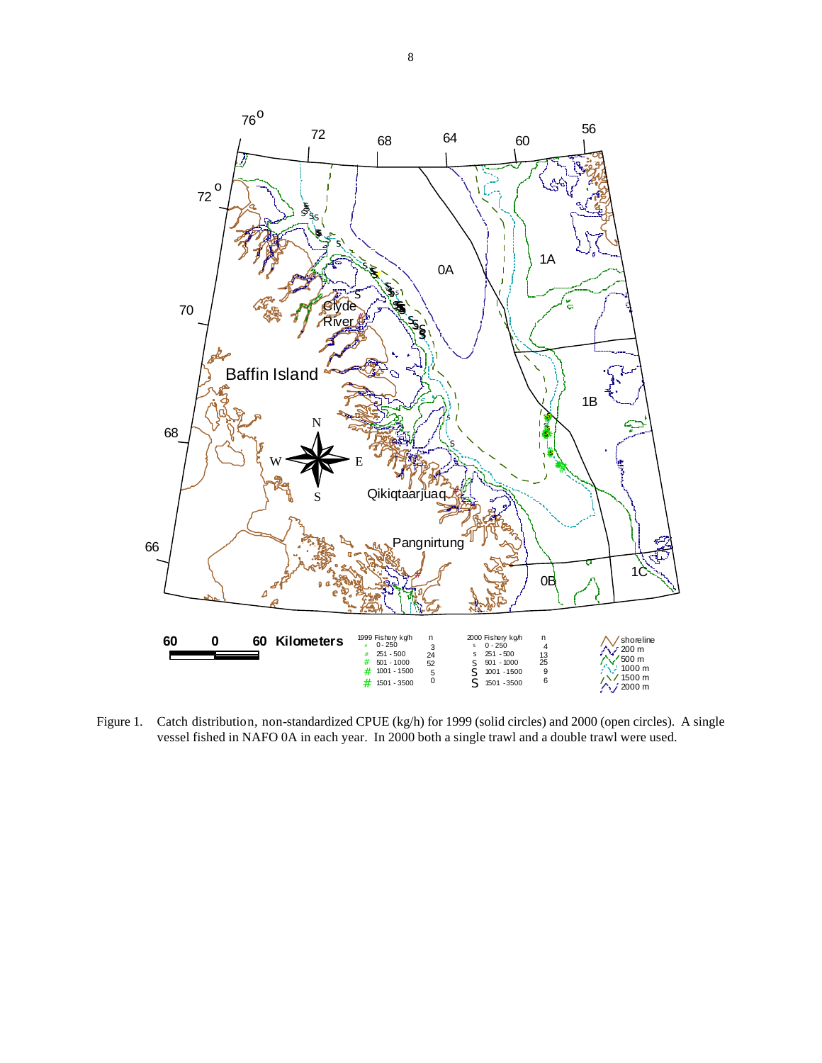Figure 1. Catch distribution, non-standardized CPUE (kg/h) for 1999 (solid circles) and 2000 (open circles). A single vessel fished in NAFO 0A in each year. In 2000 both a single trawl and a double trawl were used.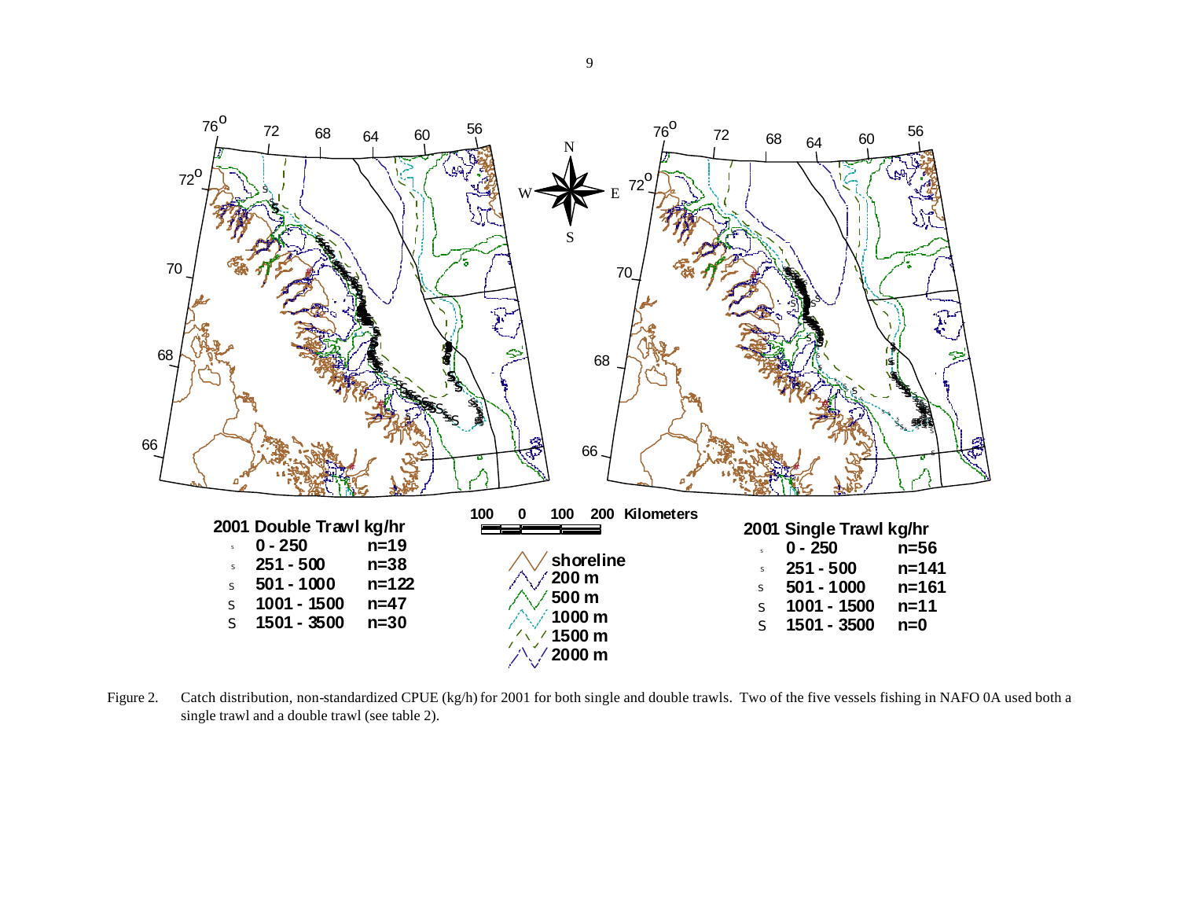**2001 Double Trawl kg/hr**

| | |
|---|---|
| 0 - 250 | n=19 |
| 251 - 500 | n=38 |
| 501 - 1000 | n=122 |
| 1001 - 1500 | n=47 |
| 1501 - 3500 | n=30 |

**2001 Single Trawl kg/hr**

| | |
|---|---|
| 0 - 250 | n=56 |
| 251 - 500 | n=141 |
| 501 - 1000 | n=161 |
| 1001 - 1500 | n=11 |
| 1501 - 3500 | n=0 |

100 0 100 200 Kilometers

shoreline
200 m
500 m
1000 m
1500 m
2000 m

Figure 2. Catch distribution, non-standardized CPUE (kg/h) for 2001 for both single and double trawls. Two of the five vessels fishing in NAFO 0A used both a single trawl and a double trawl (see table 2).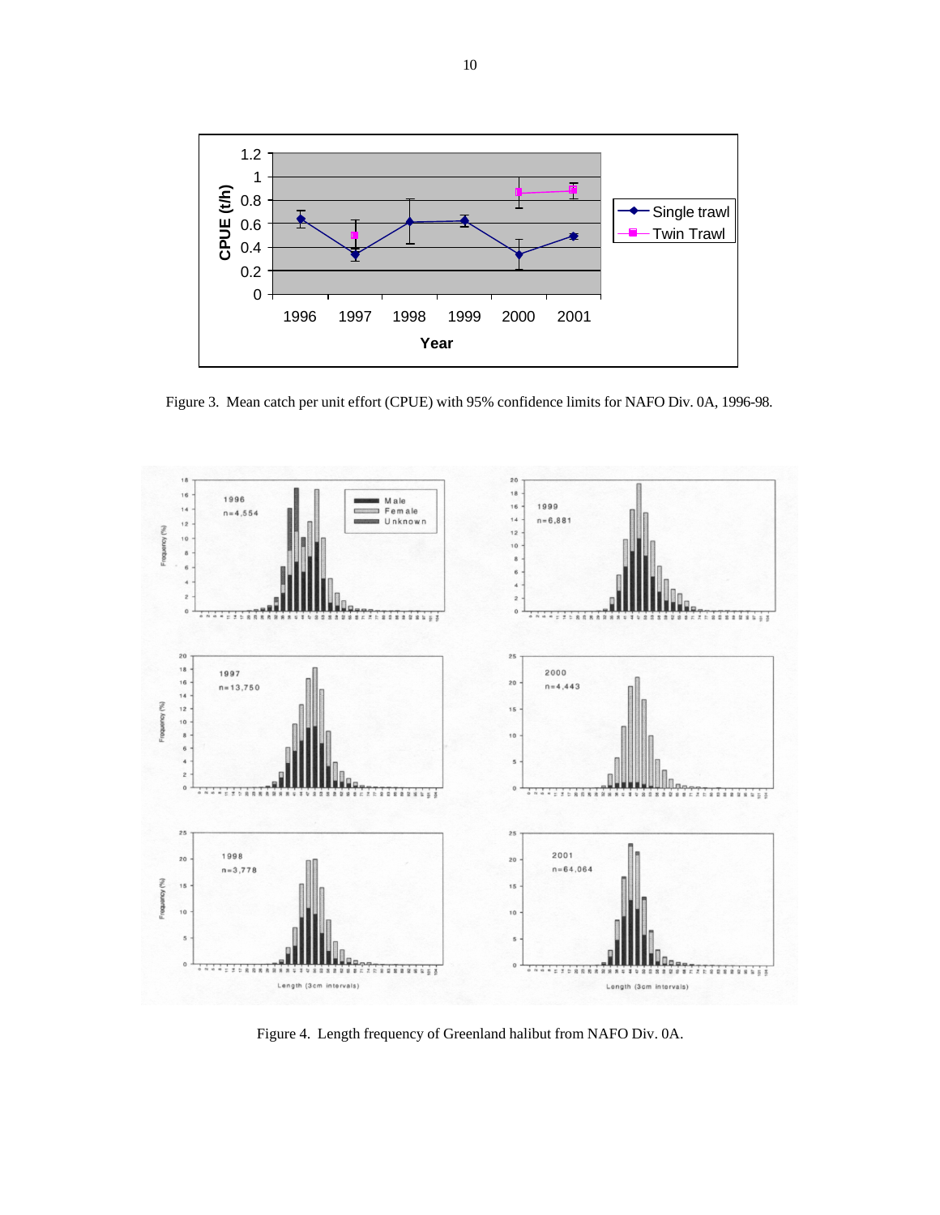1.2
1
0.8
0.6
0.4
0.2
0

CPUE (t/h)

1996 1997 1998 1999 2000 2001

Year

Single trawl
Twin Trawl

Figure 3. Mean catch per unit effort (CPUE) with 95% confidence limits for NAFO Div. 0A, 1996-98.

1996
n=4,554

Male
Female
Unknown

1999
n=6,881

1997
n=13,750

2000
n=4,443

1998
n=3,778

2001
n=64,064

Frequency (%)

Length (3cm intervals)

Figure 4. Length frequency of Greenland halibut from NAFO Div. 0A.